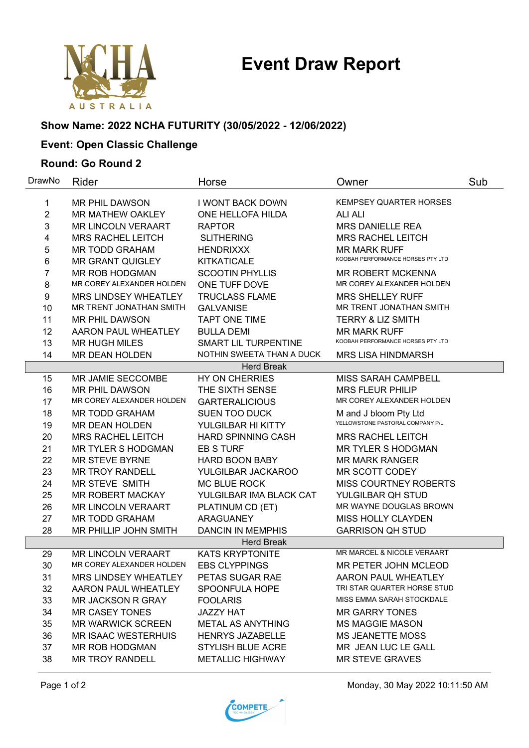# Event Draw Report

### Show Name: 2022 NCHA FUTURITY (30/05/2022 - 12/06/2022)

### Event: Open Classic Challenge

### Round: Go Round 2

| DrawNo | Rider | Horse | Owner | Sub |
|---|---|---|---|---|
| 1 | MR PHIL DAWSON | I WONT BACK DOWN | KEMPSEY QUARTER HORSES | |
| 2 | MR MATHEW OAKLEY | ONE HELLOFA HILDA | ALI ALI | |
| 3 | MR LINCOLN VERAART | RAPTOR | MRS DANIELLE REA | |
| 4 | MRS RACHEL LEITCH | SLITHERING | MRS RACHEL LEITCH | |
| 5 | MR TODD GRAHAM | HENDRIXXX | MR MARK RUFF | |
| 6 | MR GRANT QUIGLEY | KITKATICALE | KOOBAH PERFORMANCE HORSES PTY LTD | |
| 7 | MR ROB HODGMAN | SCOOTIN PHYLLIS | MR ROBERT MCKENNA | |
| 8 | MR COREY ALEXANDER HOLDEN | ONE TUFF DOVE | MR COREY ALEXANDER HOLDEN | |
| 9 | MRS LINDSEY WHEATLEY | TRUCLASS FLAME | MRS SHELLEY RUFF | |
| 10 | MR TRENT JONATHAN SMITH | GALVANISE | MR TRENT JONATHAN SMITH | |
| 11 | MR PHIL DAWSON | TAPT ONE TIME | TERRY & LIZ SMITH | |
| 12 | AARON PAUL WHEATLEY | BULLA DEMI | MR MARK RUFF | |
| 13 | MR HUGH MILES | SMART LIL TURPENTINE | KOOBAH PERFORMANCE HORSES PTY LTD | |
| 14 | MR DEAN HOLDEN | NOTHIN SWEETA THAN A DUCK | MRS LISA HINDMARSH | |
| | | Herd Break | | |
| 15 | MR JAMIE SECCOMBE | HY ON CHERRIES | MISS SARAH CAMPBELL | |
| 16 | MR PHIL DAWSON | THE SIXTH SENSE | MRS FLEUR PHILIP | |
| 17 | MR COREY ALEXANDER HOLDEN | GARTERALICIOUS | MR COREY ALEXANDER HOLDEN | |
| 18 | MR TODD GRAHAM | SUEN TOO DUCK | M and J bloom Pty Ltd | |
| 19 | MR DEAN HOLDEN | YULGILBAR HI KITTY | YELLOWSTONE PASTORAL COMPANY P/L | |
| 20 | MRS RACHEL LEITCH | HARD SPINNING CASH | MRS RACHEL LEITCH | |
| 21 | MR TYLER S HODGMAN | EB S TURF | MR TYLER S HODGMAN | |
| 22 | MR STEVE BYRNE | HARD BOON BABY | MR MARK RANGER | |
| 23 | MR TROY RANDELL | YULGILBAR JACKAROO | MR SCOTT CODEY | |
| 24 | MR STEVE SMITH | MC BLUE ROCK | MISS COURTNEY ROBERTS | |
| 25 | MR ROBERT MACKAY | YULGILBAR IMA BLACK CAT | YULGILBAR QH STUD | |
| 26 | MR LINCOLN VERAART | PLATINUM CD (ET) | MR WAYNE DOUGLAS BROWN | |
| 27 | MR TODD GRAHAM | ARAGUANEY | MISS HOLLY CLAYDEN | |
| 28 | MR PHILLIP JOHN SMITH | DANCIN IN MEMPHIS | GARRISON QH STUD | |
| | | Herd Break | | |
| 29 | MR LINCOLN VERAART | KATS KRYPTONITE | MR MARCEL & NICOLE VERAART | |
| 30 | MR COREY ALEXANDER HOLDEN | EBS CLYPPINGS | MR PETER JOHN MCLEOD | |
| 31 | MRS LINDSEY WHEATLEY | PETAS SUGAR RAE | AARON PAUL WHEATLEY | |
| 32 | AARON PAUL WHEATLEY | SPOONFULA HOPE | TRI STAR QUARTER HORSE STUD | |
| 33 | MR JACKSON R GRAY | FOOLARIS | MISS EMMA SARAH STOCKDALE | |
| 34 | MR CASEY TONES | JAZZY HAT | MR GARRY TONES | |
| 35 | MR WARWICK SCREEN | METAL AS ANYTHING | MS MAGGIE MASON | |
| 36 | MR ISAAC WESTERHUIS | HENRYS JAZABELLE | MS JEANETTE MOSS | |
| 37 | MR ROB HODGMAN | STYLISH BLUE ACRE | MR JEAN LUC LE GALL | |
| 38 | MR TROY RANDELL | METALLIC HIGHWAY | MR STEVE GRAVES | |

Monday, 30 May 2022 10:11:50 AM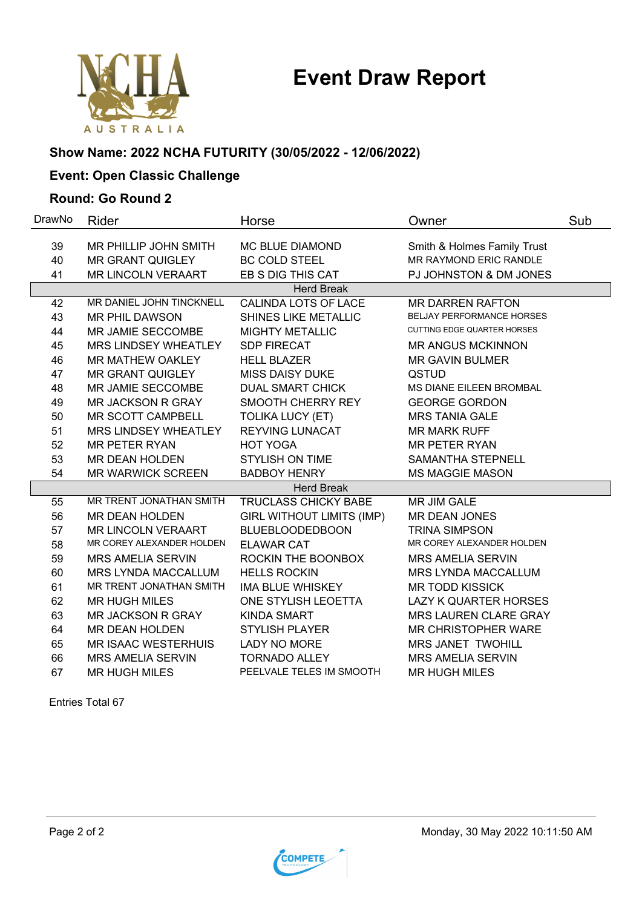# Event Draw Report

### Show Name: 2022 NCHA FUTURITY (30/05/2022 - 12/06/2022)

### Event: Open Classic Challenge

### Round: Go Round 2

| DrawNo | Rider | Horse | Owner | Sub |
|---|---|---|---|---|
| 39 | MR PHILLIP JOHN SMITH | MC BLUE DIAMOND | Smith & Holmes Family Trust | |
| 40 | MR GRANT QUIGLEY | BC COLD STEEL | MR RAYMOND ERIC RANDLE | |
| 41 | MR LINCOLN VERAART | EB S DIG THIS CAT | PJ JOHNSTON & DM JONES | |
| | | Herd Break | | |
| 42 | MR DANIEL JOHN TINCKNELL | CALINDA LOTS OF LACE | MR DARREN RAFTON | |
| 43 | MR PHIL DAWSON | SHINES LIKE METALLIC | BELJAY PERFORMANCE HORSES | |
| 44 | MR JAMIE SECCOMBE | MIGHTY METALLIC | CUTTING EDGE QUARTER HORSES | |
| 45 | MRS LINDSEY WHEATLEY | SDP FIRECAT | MR ANGUS MCKINNON | |
| 46 | MR MATHEW OAKLEY | HELL BLAZER | MR GAVIN BULMER | |
| 47 | MR GRANT QUIGLEY | MISS DAISY DUKE | QSTUD | |
| 48 | MR JAMIE SECCOMBE | DUAL SMART CHICK | MS DIANE EILEEN BROMBAL | |
| 49 | MR JACKSON R GRAY | SMOOTH CHERRY REY | GEORGE GORDON | |
| 50 | MR SCOTT CAMPBELL | TOLIKA LUCY (ET) | MRS TANIA GALE | |
| 51 | MRS LINDSEY WHEATLEY | REYVING LUNACAT | MR MARK RUFF | |
| 52 | MR PETER RYAN | HOT YOGA | MR PETER RYAN | |
| 53 | MR DEAN HOLDEN | STYLISH ON TIME | SAMANTHA STEPNELL | |
| 54 | MR WARWICK SCREEN | BADBOY HENRY | MS MAGGIE MASON | |
| | | Herd Break | | |
| 55 | MR TRENT JONATHAN SMITH | TRUCLASS CHICKY BABE | MR JIM GALE | |
| 56 | MR DEAN HOLDEN | GIRL WITHOUT LIMITS (IMP) | MR DEAN JONES | |
| 57 | MR LINCOLN VERAART | BLUEBLOODEDBOON | TRINA SIMPSON | |
| 58 | MR COREY ALEXANDER HOLDEN | ELAWAR CAT | MR COREY ALEXANDER HOLDEN | |
| 59 | MRS AMELIA SERVIN | ROCKIN THE BOONBOX | MRS AMELIA SERVIN | |
| 60 | MRS LYNDA MACCALLUM | HELLS ROCKIN | MRS LYNDA MACCALLUM | |
| 61 | MR TRENT JONATHAN SMITH | IMA BLUE WHISKEY | MR TODD KISSICK | |
| 62 | MR HUGH MILES | ONE STYLISH LEOETTA | LAZY K QUARTER HORSES | |
| 63 | MR JACKSON R GRAY | KINDA SMART | MRS LAUREN CLARE GRAY | |
| 64 | MR DEAN HOLDEN | STYLISH PLAYER | MR CHRISTOPHER WARE | |
| 65 | MR ISAAC WESTERHUIS | LADY NO MORE | MRS JANET TWOHILL | |
| 66 | MRS AMELIA SERVIN | TORNADO ALLEY | MRS AMELIA SERVIN | |
| 67 | MR HUGH MILES | PEELVALE TELES IM SMOOTH | MR HUGH MILES | |

Entries Total 67

Monday, 30 May 2022 10:11:50 AM